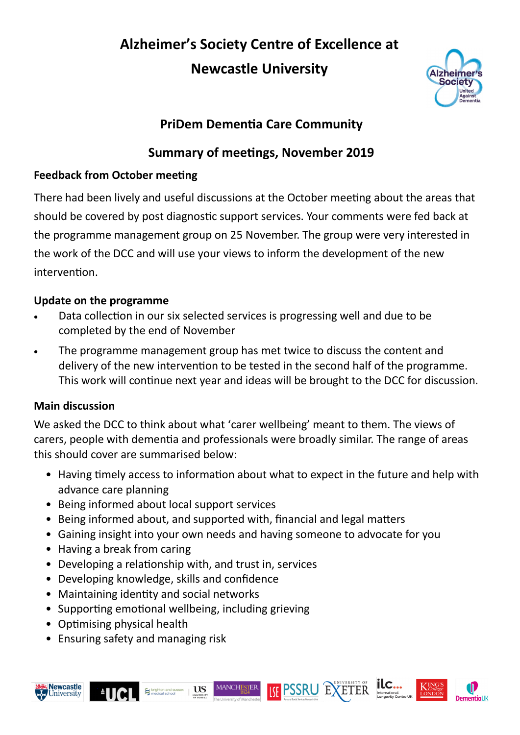# Alzheimer's Society Centre of Excellence at Newcastle University

## PriDem Dementia Care Community

## Summary of meetings, November 2019

### Feedback from October meeting

There had been lively and useful discussions at the October meeting about the areas that should be covered by post diagnostic support services. Your comments were fed back at the programme management group on 25 November. The group were very interested in the work of the DCC and will use your views to inform the development of the new intervention.

### Update on the programme

- Data collection in our six selected services is progressing well and due to be completed by the end of November
- The programme management group has met twice to discuss the content and delivery of the new intervention to be tested in the second half of the programme. This work will continue next year and ideas will be brought to the DCC for discussion.

### Main discussion

We asked the DCC to think about what 'carer wellbeing' meant to them. The views of carers, people with dementia and professionals were broadly similar. The range of areas this should cover are summarised below:

- Having timely access to information about what to expect in the future and help with advance care planning
- Being informed about local support services
- Being informed about, and supported with, financial and legal matters
- Gaining insight into your own needs and having someone to advocate for you
- Having a break from caring
- Developing a relationship with, and trust in, services
- Developing knowledge, skills and confidence
- Maintaining identity and social networks
- Supporting emotional wellbeing, including grieving
- Optimising physical health
- Ensuring safety and managing risk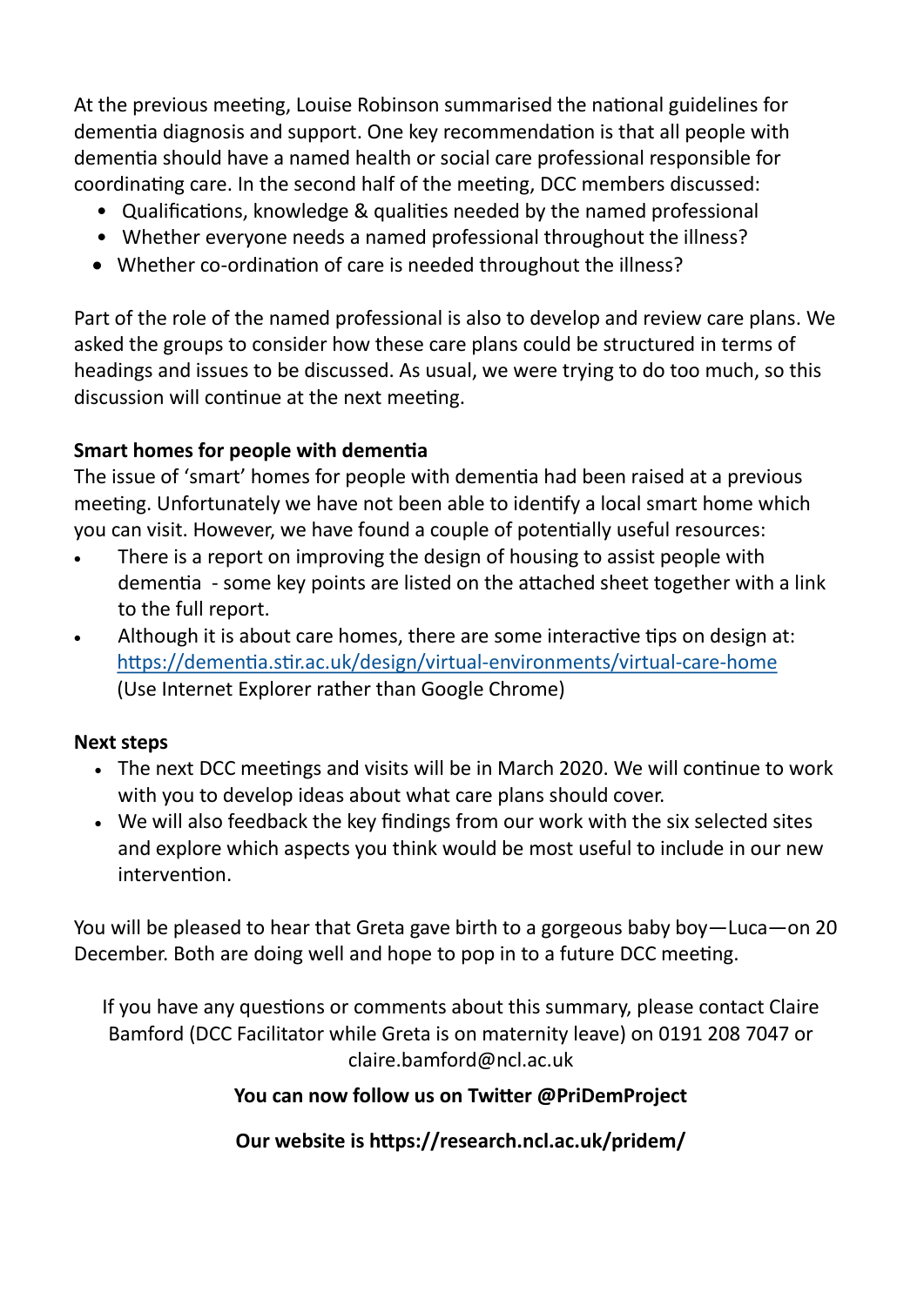At the previous meeting, Louise Robinson summarised the national guidelines for dementia diagnosis and support. One key recommendation is that all people with dementia should have a named health or social care professional responsible for coordinating care. In the second half of the meeting, DCC members discussed:

- Qualifications, knowledge & qualities needed by the named professional
- Whether everyone needs a named professional throughout the illness?
- Whether co-ordination of care is needed throughout the illness?

Part of the role of the named professional is also to develop and review care plans. We asked the groups to consider how these care plans could be structured in terms of headings and issues to be discussed. As usual, we were trying to do too much, so this discussion will continue at the next meeting.

**Smart homes for people with dementia**

The issue of 'smart' homes for people with dementia had been raised at a previous meeting. Unfortunately we have not been able to identify a local smart home which you can visit. However, we have found a couple of potentially useful resources:

- There is a report on improving the design of housing to assist people with dementia - some key points are listed on the attached sheet together with a link to the full report.
- Although it is about care homes, there are some interactive tips on design at: [https://dementia.stir.ac.uk/design/virtual-environments/virtual-care-home](https://dementia.stir.ac.uk/design/virtual-environments/virtual-care-home) (Use Internet Explorer rather than Google Chrome)

**Next steps**

- The next DCC meetings and visits will be in March 2020. We will continue to work with you to develop ideas about what care plans should cover.
- We will also feedback the key findings from our work with the six selected sites and explore which aspects you think would be most useful to include in our new intervention.

You will be pleased to hear that Greta gave birth to a gorgeous baby boy—Luca—on 20 December. Both are doing well and hope to pop in to a future DCC meeting.

If you have any questions or comments about this summary, please contact Claire Bamford (DCC Facilitator while Greta is on maternity leave) on 0191 208 7047 or claire.bamford@ncl.ac.uk

**You can now follow us on Twitter @PriDemProject**

**Our website is https://research.ncl.ac.uk/pridem/**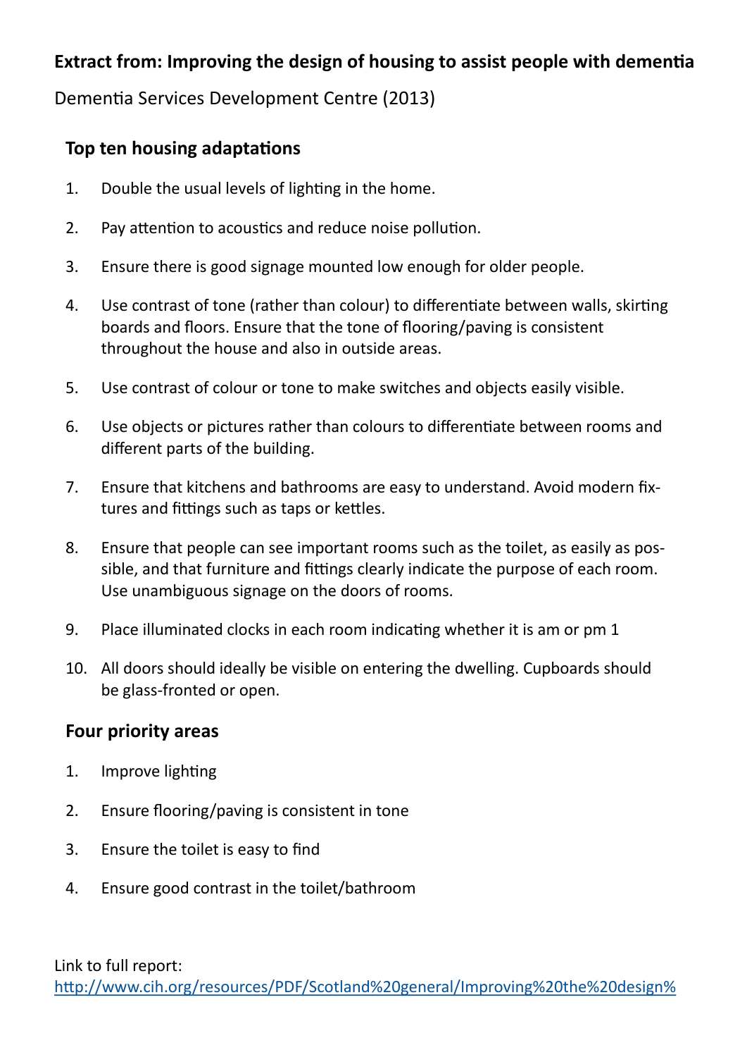**Extract from: Improving the design of housing to assist people with dementia**

Dementia Services Development Centre (2013)

## Top ten housing adaptations

1. Double the usual levels of lighting in the home.
2. Pay attention to acoustics and reduce noise pollution.
3. Ensure there is good signage mounted low enough for older people.
4. Use contrast of tone (rather than colour) to differentiate between walls, skirting boards and floors. Ensure that the tone of flooring/paving is consistent throughout the house and also in outside areas.
5. Use contrast of colour or tone to make switches and objects easily visible.
6. Use objects or pictures rather than colours to differentiate between rooms and different parts of the building.
7. Ensure that kitchens and bathrooms are easy to understand. Avoid modern fixtures and fittings such as taps or kettles.
8. Ensure that people can see important rooms such as the toilet, as easily as possible, and that furniture and fittings clearly indicate the purpose of each room. Use unambiguous signage on the doors of rooms.
9. Place illuminated clocks in each room indicating whether it is am or pm 1
10. All doors should ideally be visible on entering the dwelling. Cupboards should be glass-fronted or open.

## Four priority areas

1. Improve lighting
2. Ensure flooring/paving is consistent in tone
3. Ensure the toilet is easy to find
4. Ensure good contrast in the toilet/bathroom

Link to full report:
http://www.cih.org/resources/PDF/Scotland%20general/Improving%20the%20design%